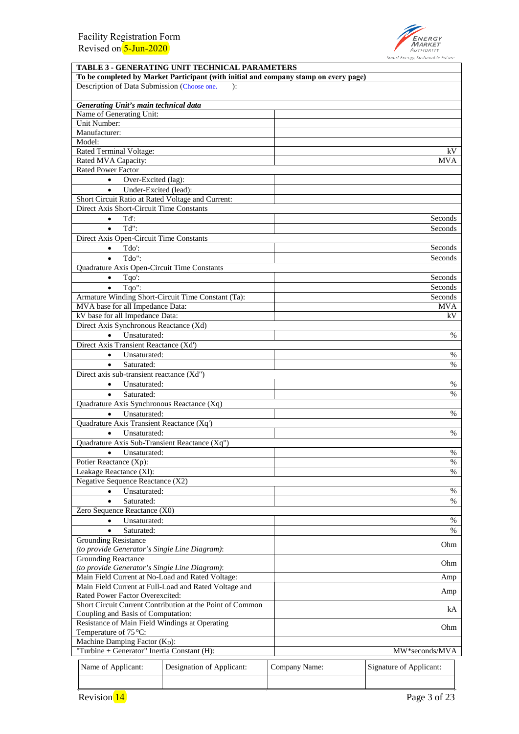Facility Registration Form
Revised on 5-Jun-2020

| TABLE 3 - GENERATING UNIT TECHNICAL PARAMETERS | |
|---|---|
| **To be completed by Market Participant (with initial and company stamp on every page)** | |
| Description of Data Submission (Choose one. ): | |
| ***Generating Unit's main technical data*** | |
| Name of Generating Unit: | |
| Unit Number: | |
| Manufacturer: | |
| Model: | |
| Rated Terminal Voltage: | kV |
| Rated MVA Capacity: | MVA |
| Rated Power Factor | |
| • Over-Excited (lag): | |
| • Under-Excited (lead): | |
| Short Circuit Ratio at Rated Voltage and Current: | |
| Direct Axis Short-Circuit Time Constants | |
| • Td': | Seconds |
| • Td": | Seconds |
| Direct Axis Open-Circuit Time Constants | |
| • Tdo': | Seconds |
| • Tdo": | Seconds |
| Quadrature Axis Open-Circuit Time Constants | |
| • Tqo': | Seconds |
| • Tqo": | Seconds |
| Armature Winding Short-Circuit Time Constant (Ta): | Seconds |
| MVA base for all Impedance Data: | MVA |
| kV base for all Impedance Data: | kV |
| Direct Axis Synchronous Reactance (Xd) | |
| • Unsaturated: | % |
| Direct Axis Transient Reactance (Xd') | |
| • Unsaturated: | % |
| • Saturated: | % |
| Direct axis sub-transient reactance (Xd") | |
| • Unsaturated: | % |
| • Saturated: | % |
| Quadrature Axis Synchronous Reactance (Xq) | |
| • Unsaturated: | % |
| Quadrature Axis Transient Reactance (Xq') | |
| • Unsaturated: | % |
| Quadrature Axis Sub-Transient Reactance (Xq") | |
| • Unsaturated: | % |
| Potier Reactance (Xp): | % |
| Leakage Reactance (Xl): | % |
| Negative Sequence Reactance (X2) | |
| • Unsaturated: | % |
| • Saturated: | % |
| Zero Sequence Reactance (X0) | |
| • Unsaturated: | % |
| • Saturated: | % |
| Grounding Resistance *(to provide Generator's Single Line Diagram)*: | Ohm |
| Grounding Reactance *(to provide Generator's Single Line Diagram)*: | Ohm |
| Main Field Current at No-Load and Rated Voltage: | Amp |
| Main Field Current at Full-Load and Rated Voltage and Rated Power Factor Overexcited: | Amp |
| Short Circuit Current Contribution at the Point of Common Coupling and Basis of Computation: | kA |
| Resistance of Main Field Windings at Operating Temperature of 75 ºC: | Ohm |
| Machine Damping Factor ($K_D$): | |
| "Turbine + Generator" Inertia Constant (H): | MW*seconds/MVA |

| Name of Applicant: | Designation of Applicant: | Company Name: | Signature of Applicant: |
|---|---|---|---|
| | | | |

Revision 14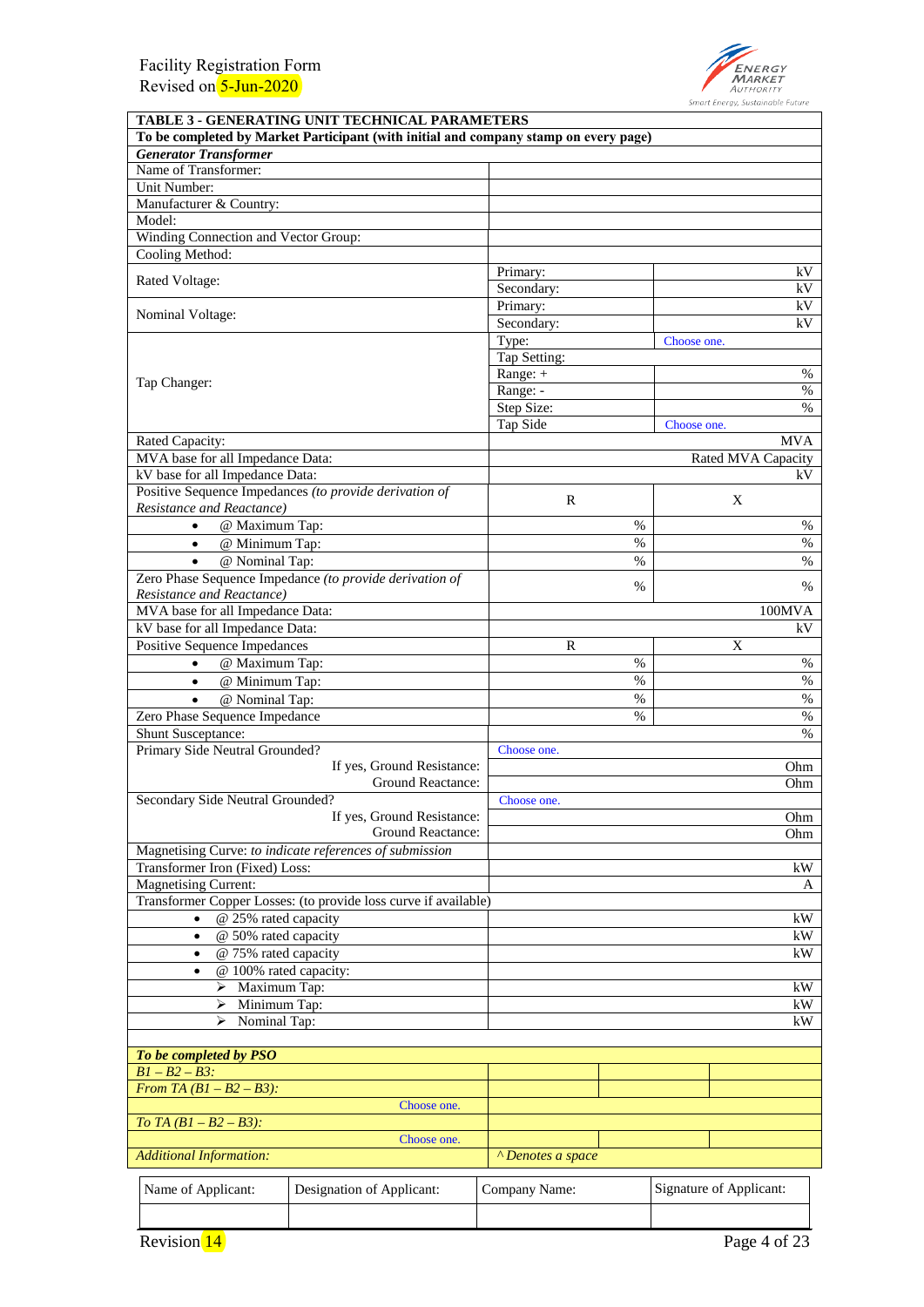Facility Registration Form
Revised on 5-Jun-2020

| TABLE 3 - GENERATING UNIT TECHNICAL PARAMETERS | | |
|---|---|---|
| To be completed by Market Participant (with initial and company stamp on every page) | | |
| ***Generator Transformer*** | | |
| Name of Transformer: | | |
| Unit Number: | | |
| Manufacturer & Country: | | |
| Model: | | |
| Winding Connection and Vector Group: | | |
| Cooling Method: | | |
| Rated Voltage: | Primary: | kV |
| | Secondary: | kV |
| Nominal Voltage: | Primary: | kV |
| | Secondary: | kV |
| Tap Changer: | Type: | Choose one. |
| | Tap Setting: | |
| | Range: + | % |
| | Range: - | % |
| | Step Size: | % |
| | Tap Side | Choose one. |
| Rated Capacity: | | MVA |
| MVA base for all Impedance Data: | | Rated MVA Capacity |
| kV base for all Impedance Data: | | kV |
| Positive Sequence Impedances *(to provide derivation of Resistance and Reactance)* | R | X |
| • @ Maximum Tap: | % | % |
| • @ Minimum Tap: | % | % |
| • @ Nominal Tap: | % | % |
| Zero Phase Sequence Impedance *(to provide derivation of Resistance and Reactance)* | % | % |
| MVA base for all Impedance Data: | | 100MVA |
| kV base for all Impedance Data: | | kV |
| Positive Sequence Impedances | R | X |
| • @ Maximum Tap: | % | % |
| • @ Minimum Tap: | % | % |
| • @ Nominal Tap: | % | % |
| Zero Phase Sequence Impedance | % | % |
| Shunt Susceptance: | | % |
| Primary Side Neutral Grounded? | Choose one. | |
| If yes, Ground Resistance: | | Ohm |
| Ground Reactance: | | Ohm |
| Secondary Side Neutral Grounded? | Choose one. | |
| If yes, Ground Resistance: | | Ohm |
| Ground Reactance: | | Ohm |
| Magnetising Curve: *to indicate references of submission* | | |
| Transformer Iron (Fixed) Loss: | | kW |
| Magnetising Current: | | A |
| Transformer Copper Losses: (to provide loss curve if available) | | |
| • @ 25% rated capacity | | kW |
| • @ 50% rated capacity | | kW |
| • @ 75% rated capacity | | kW |
| • @ 100% rated capacity: | | |
| ➢ Maximum Tap: | | kW |
| ➢ Minimum Tap: | | kW |
| ➢ Nominal Tap: | | kW |

| ***To be completed by PSO*** | | | |
|---|---|---|---|
| *B1 – B2 – B3:* | | | |
| *From TA (B1 – B2 – B3):* Choose one. | | | |
| *To TA (B1 – B2 – B3):* Choose one. | | | |
| *Additional Information:* | *^ Denotes a space* | | |

| Name of Applicant: | Designation of Applicant: | Company Name: | Signature of Applicant: |
|---|---|---|---|
| | | | |

Revision 14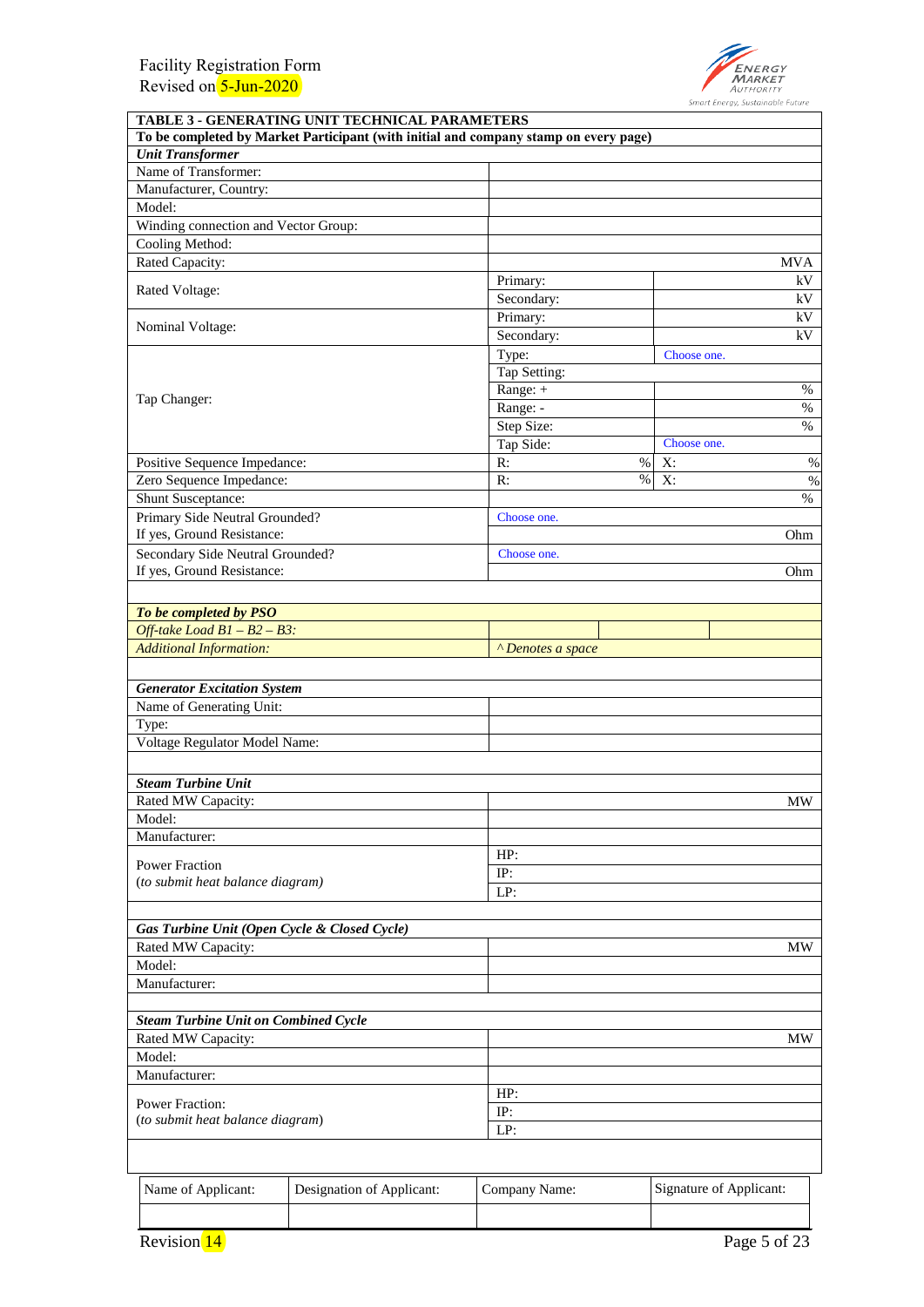| TABLE 3 - GENERATING UNIT TECHNICAL PARAMETERS | | | |
|---|---|---|---|
| **To be completed by Market Participant (with initial and company stamp on every page)** | | | |
| ***Unit Transformer*** | | | |
| Name of Transformer: | | | |
| Manufacturer, Country: | | | |
| Model: | | | |
| Winding connection and Vector Group: | | | |
| Cooling Method: | | | |
| Rated Capacity: | | | MVA |
| Rated Voltage: | Primary: | | kV |
| | Secondary: | | kV |
| Nominal Voltage: | Primary: | | kV |
| | Secondary: | | kV |
| Tap Changer: | Type: | Choose one. | |
| | Tap Setting: | | |
| | Range: + | | % |
| | Range: - | | % |
| | Step Size: | | % |
| | Tap Side: | Choose one. | |
| Positive Sequence Impedance: | R: % | X: | % |
| Zero Sequence Impedance: | R: % | X: | % |
| Shunt Susceptance: | | | % |
| Primary Side Neutral Grounded? | Choose one. | | |
| If yes, Ground Resistance: | | | Ohm |
| Secondary Side Neutral Grounded? | Choose one. | | |
| If yes, Ground Resistance: | | | Ohm |

| *To be completed by PSO* | | | |
|---|---|---|---|
| *Off-take Load B1 – B2 – B3:* | | | |
| *Additional Information:* | *^ Denotes a space* | | |

| ***Generator Excitation System*** | |
|---|---|
| Name of Generating Unit: | |
| Type: | |
| Voltage Regulator Model Name: | |

| ***Steam Turbine Unit*** | |
|---|---|
| Rated MW Capacity: | MW |
| Model: | |
| Manufacturer: | |
| Power Fraction (*to submit heat balance diagram*) | HP: |
| | IP: |
| | LP: |

| ***Gas Turbine Unit (Open Cycle & Closed Cycle)*** | |
|---|---|
| Rated MW Capacity: | MW |
| Model: | |
| Manufacturer: | |

| ***Steam Turbine Unit on Combined Cycle*** | |
|---|---|
| Rated MW Capacity: | MW |
| Model: | |
| Manufacturer: | |
| Power Fraction: (*to submit heat balance diagram*) | HP: |
| | IP: |
| | LP: |

| Name of Applicant: | Designation of Applicant: | Company Name: | Signature of Applicant: |
|---|---|---|---|
| | | | |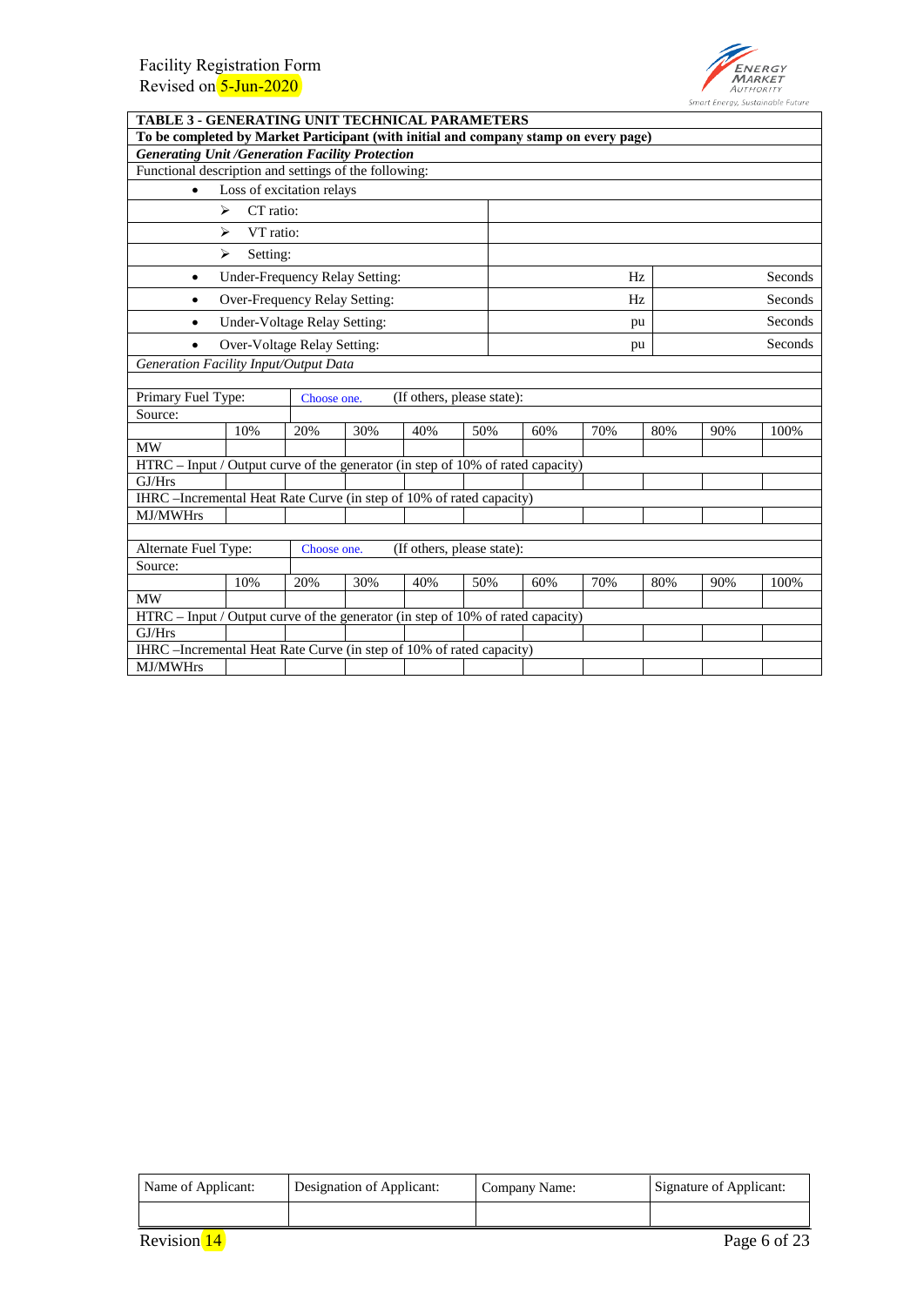| TABLE 3 - GENERATING UNIT TECHNICAL PARAMETERS | | | | |
|---|---|---|---|---|
| **To be completed by Market Participant (with initial and company stamp on every page)** | | | | |
| ***Generating Unit /Generation Facility Protection*** | | | | |
| Functional description and settings of the following: | | | | |
| • Loss of excitation relays | | | | |
| ➢ CT ratio: | | | | |
| ➢ VT ratio: | | | | |
| ➢ Setting: | | | | |
| • Under-Frequency Relay Setting: | | Hz | | Seconds |
| • Over-Frequency Relay Setting: | | Hz | | Seconds |
| • Under-Voltage Relay Setting: | | pu | | Seconds |
| • Over-Voltage Relay Setting: | | pu | | Seconds |

*Generation Facility Input/Output Data*

| Primary Fuel Type: | Choose one. | (If others, please state): | | | | | | | | |
|---|---|---|---|---|---|---|---|---|---|---|
| Source: | | | | | | | | | | |
| | 10% | 20% | 30% | 40% | 50% | 60% | 70% | 80% | 90% | 100% |
| MW | | | | | | | | | | |
| HTRC – Input / Output curve of the generator (in step of 10% of rated capacity) | | | | | | | | | | |
| GJ/Hrs | | | | | | | | | | |
| IHRC –Incremental Heat Rate Curve (in step of 10% of rated capacity) | | | | | | | | | | |
| MJ/MWHrs | | | | | | | | | | |

| Alternate Fuel Type: | Choose one. | (If others, please state): | | | | | | | | |
|---|---|---|---|---|---|---|---|---|---|---|
| Source: | | | | | | | | | | |
| | 10% | 20% | 30% | 40% | 50% | 60% | 70% | 80% | 90% | 100% |
| MW | | | | | | | | | | |
| HTRC – Input / Output curve of the generator (in step of 10% of rated capacity) | | | | | | | | | | |
| GJ/Hrs | | | | | | | | | | |
| IHRC –Incremental Heat Rate Curve (in step of 10% of rated capacity) | | | | | | | | | | |
| MJ/MWHrs | | | | | | | | | | |

| Name of Applicant: | Designation of Applicant: | Company Name: | Signature of Applicant: |
|---|---|---|---|
| | | | |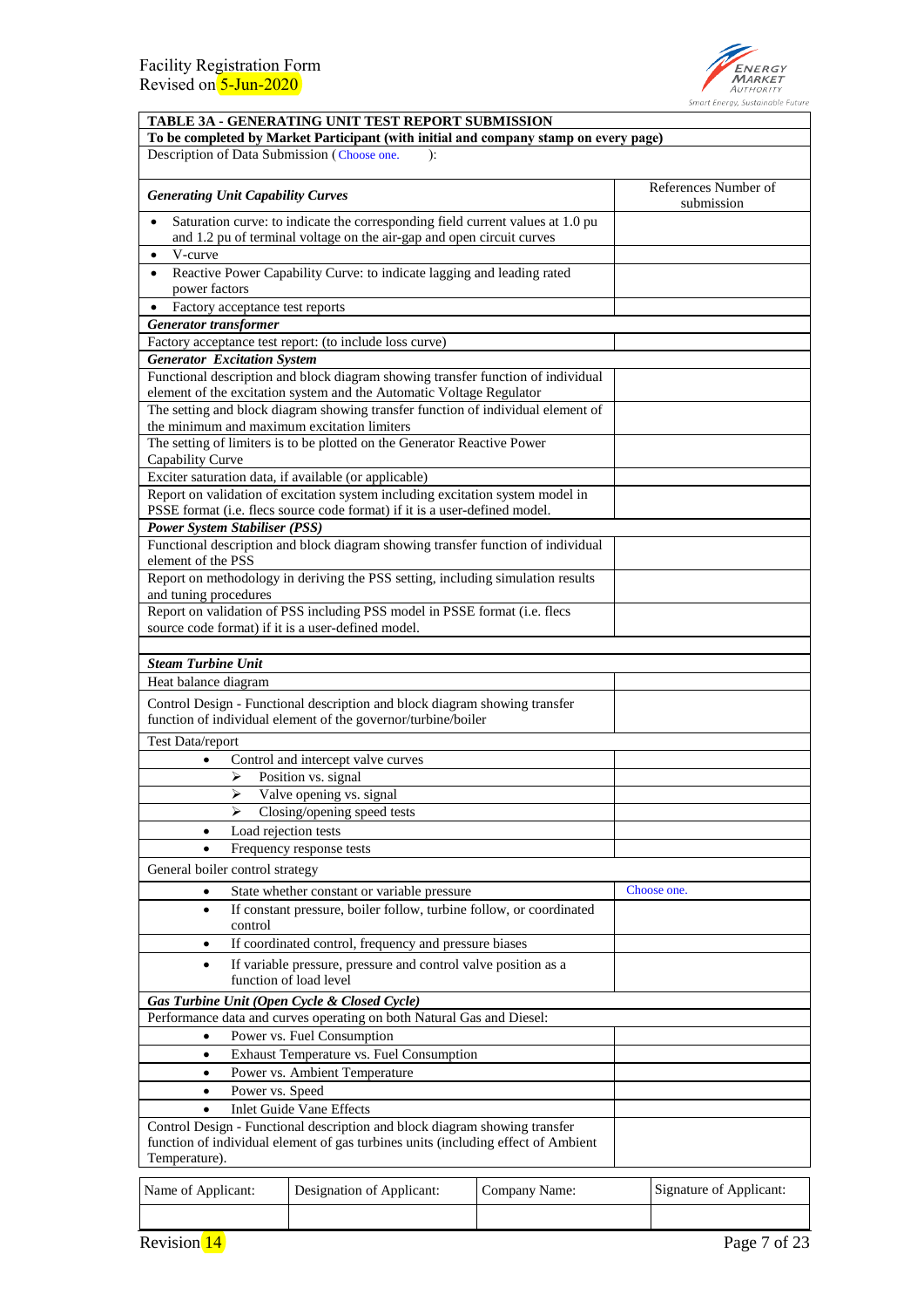| TABLE 3A - GENERATING UNIT TEST REPORT SUBMISSION | |
|---|---|
| **To be completed by Market Participant (with initial and company stamp on every page)** | |
| Description of Data Submission ( Choose one. ): | |
| ***Generating Unit Capability Curves*** | References Number of submission |
| • Saturation curve: to indicate the corresponding field current values at 1.0 pu and 1.2 pu of terminal voltage on the air-gap and open circuit curves | |
| • V-curve | |
| • Reactive Power Capability Curve: to indicate lagging and leading rated power factors | |
| • Factory acceptance test reports | |
| ***Generator transformer*** | |
| Factory acceptance test report: (to include loss curve) | |
| ***Generator Excitation System*** | |
| Functional description and block diagram showing transfer function of individual element of the excitation system and the Automatic Voltage Regulator | |
| The setting and block diagram showing transfer function of individual element of the minimum and maximum excitation limiters | |
| The setting of limiters is to be plotted on the Generator Reactive Power Capability Curve | |
| Exciter saturation data, if available (or applicable) | |
| Report on validation of excitation system including excitation system model in PSSE format (i.e. flecs source code format) if it is a user-defined model. | |
| ***Power System Stabiliser (PSS)*** | |
| Functional description and block diagram showing transfer function of individual element of the PSS | |
| Report on methodology in deriving the PSS setting, including simulation results and tuning procedures | |
| Report on validation of PSS including PSS model in PSSE format (i.e. flecs source code format) if it is a user-defined model. | |
| | |
| ***Steam Turbine Unit*** | |
| Heat balance diagram | |
| Control Design - Functional description and block diagram showing transfer function of individual element of the governor/turbine/boiler | |
| Test Data/report | |
| • Control and intercept valve curves | |
| ➢ Position vs. signal | |
| ➢ Valve opening vs. signal | |
| ➢ Closing/opening speed tests | |
| • Load rejection tests | |
| • Frequency response tests | |
| General boiler control strategy | |
| • State whether constant or variable pressure | Choose one. |
| • If constant pressure, boiler follow, turbine follow, or coordinated control | |
| • If coordinated control, frequency and pressure biases | |
| • If variable pressure, pressure and control valve position as a function of load level | |
| ***Gas Turbine Unit (Open Cycle & Closed Cycle)*** | |
| Performance data and curves operating on both Natural Gas and Diesel: | |
| • Power vs. Fuel Consumption | |
| • Exhaust Temperature vs. Fuel Consumption | |
| • Power vs. Ambient Temperature | |
| • Power vs. Speed | |
| • Inlet Guide Vane Effects | |
| Control Design - Functional description and block diagram showing transfer function of individual element of gas turbines units (including effect of Ambient Temperature). | |

| Name of Applicant: | Designation of Applicant: | Company Name: | Signature of Applicant: |
|---|---|---|---|
| | | | |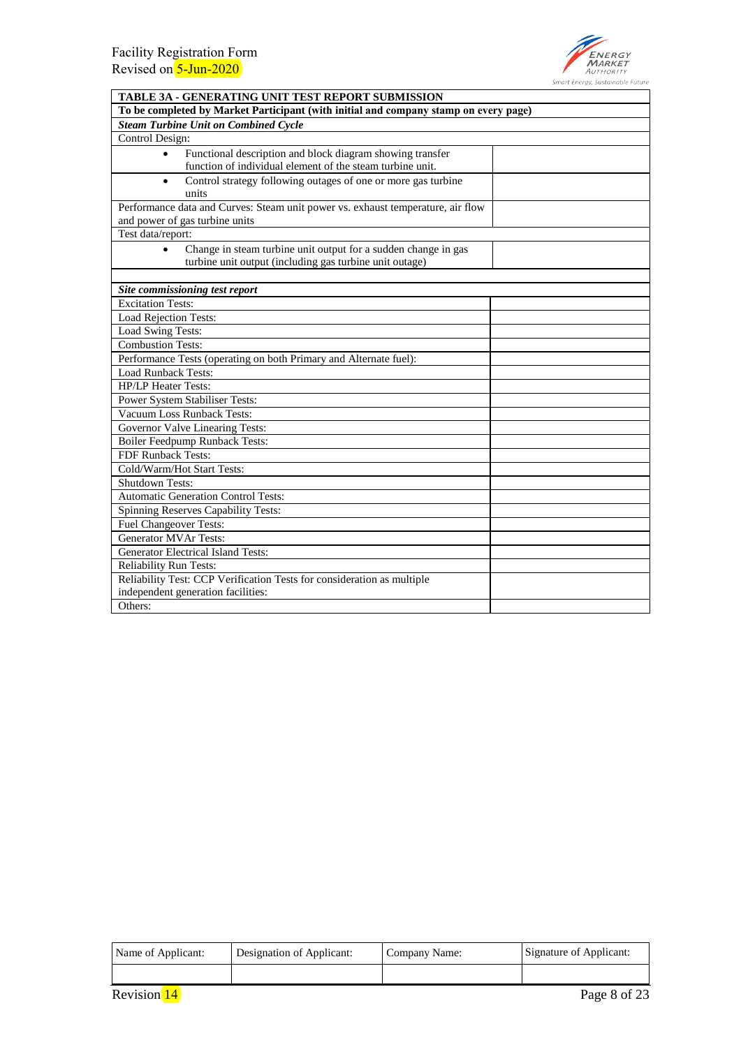| TABLE 3A - GENERATING UNIT TEST REPORT SUBMISSION | |
|---|---|
| **To be completed by Market Participant (with initial and company stamp on every page)** | |
| ***Steam Turbine Unit on Combined Cycle*** | |
| Control Design: | |
| • Functional description and block diagram showing transfer function of individual element of the steam turbine unit. | |
| • Control strategy following outages of one or more gas turbine units | |
| Performance data and Curves: Steam unit power vs. exhaust temperature, air flow and power of gas turbine units | |
| Test data/report: | |
| • Change in steam turbine unit output for a sudden change in gas turbine unit output (including gas turbine unit outage) | |
| | |
| ***Site commissioning test report*** | |
| Excitation Tests: | |
| Load Rejection Tests: | |
| Load Swing Tests: | |
| Combustion Tests: | |
| Performance Tests (operating on both Primary and Alternate fuel): | |
| Load Runback Tests: | |
| HP/LP Heater Tests: | |
| Power System Stabiliser Tests: | |
| Vacuum Loss Runback Tests: | |
| Governor Valve Linearing Tests: | |
| Boiler Feedpump Runback Tests: | |
| FDF Runback Tests: | |
| Cold/Warm/Hot Start Tests: | |
| Shutdown Tests: | |
| Automatic Generation Control Tests: | |
| Spinning Reserves Capability Tests: | |
| Fuel Changeover Tests: | |
| Generator MVAr Tests: | |
| Generator Electrical Island Tests: | |
| Reliability Run Tests: | |
| Reliability Test: CCP Verification Tests for consideration as multiple independent generation facilities: | |
| Others: | |

| Name of Applicant: | Designation of Applicant: | Company Name: | Signature of Applicant: |
|---|---|---|---|
| | | | |